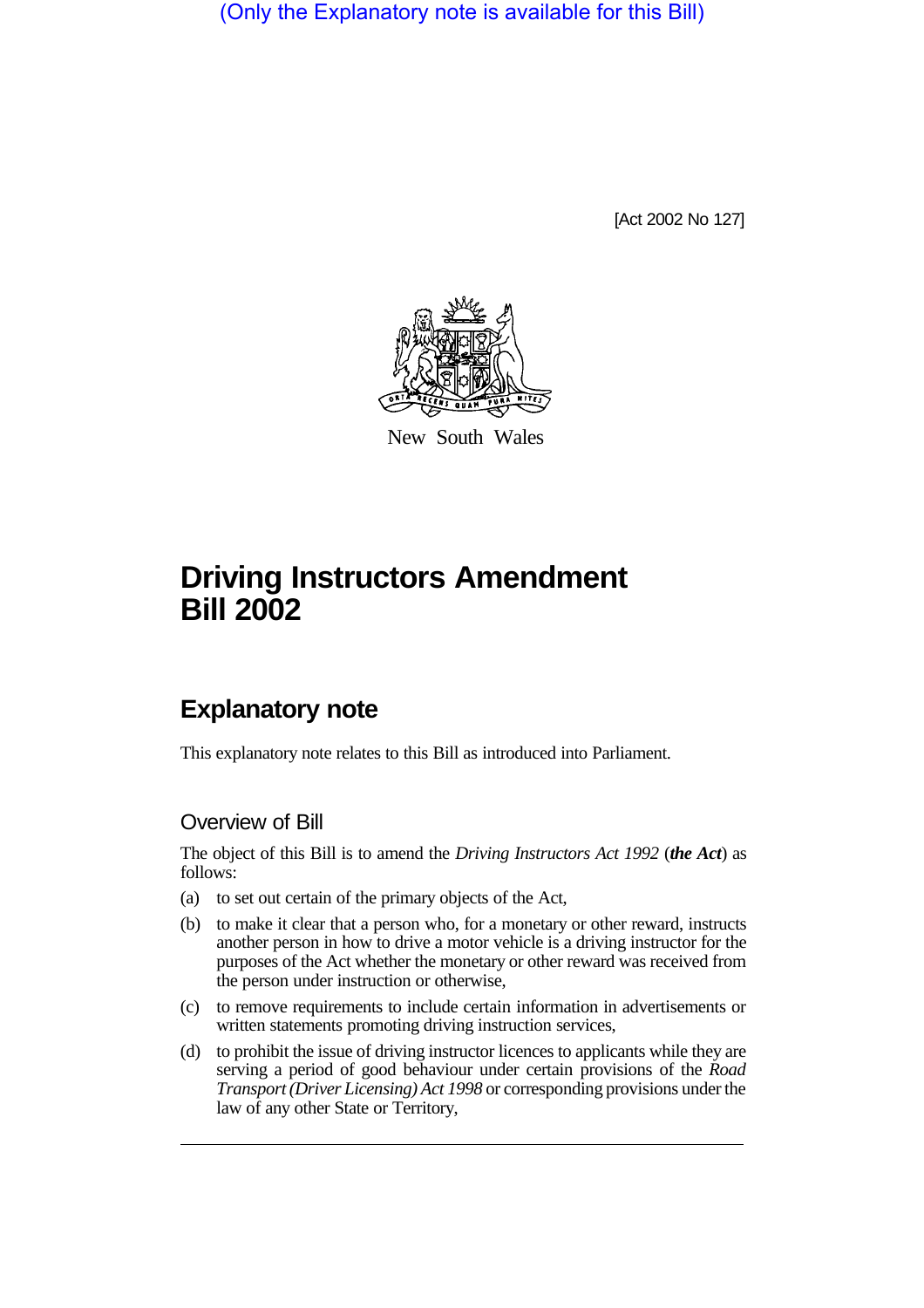(Only the Explanatory note is available for this Bill)

[Act 2002 No 127]

New South Wales

# Driving Instructors Amendment Bill 2002

## Explanatory note

This explanatory note relates to this Bill as introduced into Parliament.

### Overview of Bill

The object of this Bill is to amend the *Driving Instructors Act 1992* (***the Act***) as follows:

(a) to set out certain of the primary objects of the Act,

(b) to make it clear that a person who, for a monetary or other reward, instructs another person in how to drive a motor vehicle is a driving instructor for the purposes of the Act whether the monetary or other reward was received from the person under instruction or otherwise,

(c) to remove requirements to include certain information in advertisements or written statements promoting driving instruction services,

(d) to prohibit the issue of driving instructor licences to applicants while they are serving a period of good behaviour under certain provisions of the *Road Transport (Driver Licensing) Act 1998* or corresponding provisions under the law of any other State or Territory,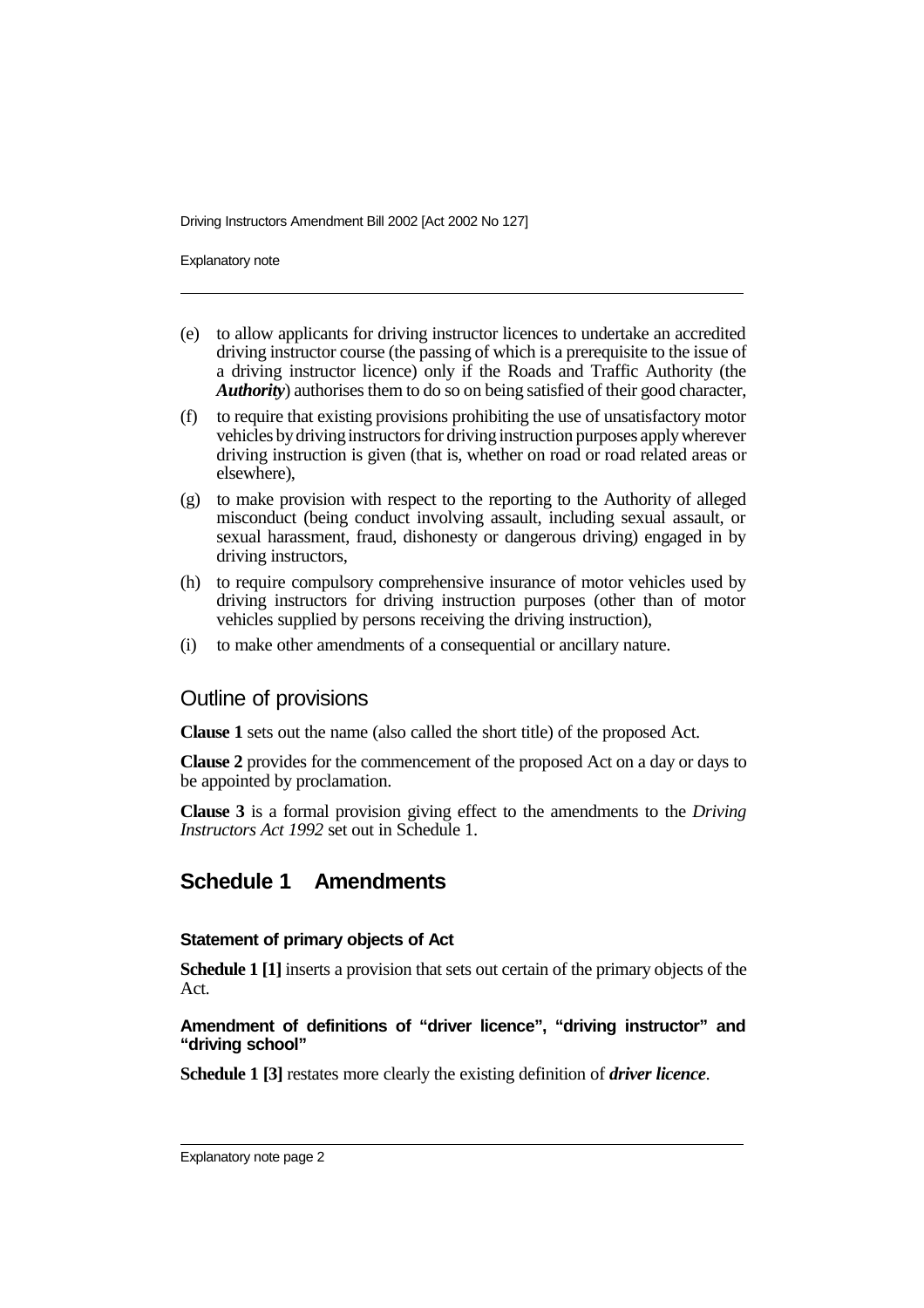(e) to allow applicants for driving instructor licences to undertake an accredited driving instructor course (the passing of which is a prerequisite to the issue of a driving instructor licence) only if the Roads and Traffic Authority (the ***Authority***) authorises them to do so on being satisfied of their good character,

(f) to require that existing provisions prohibiting the use of unsatisfactory motor vehicles by driving instructors for driving instruction purposes apply wherever driving instruction is given (that is, whether on road or road related areas or elsewhere),

(g) to make provision with respect to the reporting to the Authority of alleged misconduct (being conduct involving assault, including sexual assault, or sexual harassment, fraud, dishonesty or dangerous driving) engaged in by driving instructors,

(h) to require compulsory comprehensive insurance of motor vehicles used by driving instructors for driving instruction purposes (other than of motor vehicles supplied by persons receiving the driving instruction),

(i) to make other amendments of a consequential or ancillary nature.

## Outline of provisions

**Clause 1** sets out the name (also called the short title) of the proposed Act.

**Clause 2** provides for the commencement of the proposed Act on a day or days to be appointed by proclamation.

**Clause 3** is a formal provision giving effect to the amendments to the *Driving Instructors Act 1992* set out in Schedule 1.

## Schedule 1 Amendments

### Statement of primary objects of Act

**Schedule 1 [1]** inserts a provision that sets out certain of the primary objects of the Act.

### Amendment of definitions of "driver licence", "driving instructor" and "driving school"

**Schedule 1 [3]** restates more clearly the existing definition of ***driver licence***.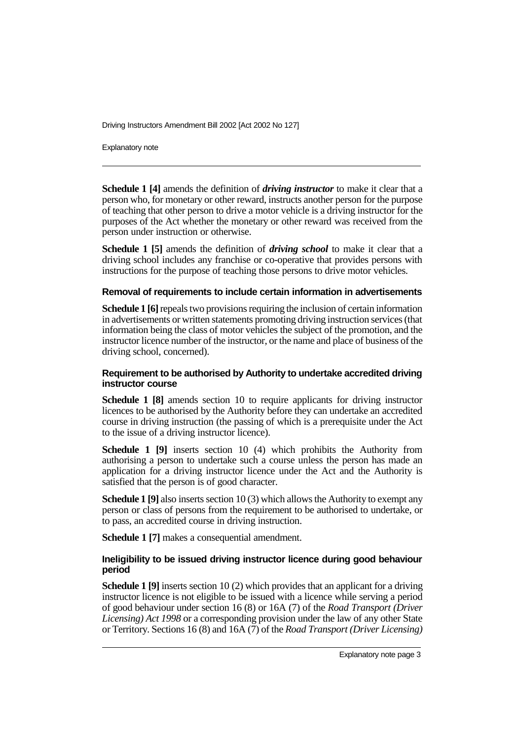**Schedule 1 [4]** amends the definition of ***driving instructor*** to make it clear that a person who, for monetary or other reward, instructs another person for the purpose of teaching that other person to drive a motor vehicle is a driving instructor for the purposes of the Act whether the monetary or other reward was received from the person under instruction or otherwise.

**Schedule 1 [5]** amends the definition of ***driving school*** to make it clear that a driving school includes any franchise or co-operative that provides persons with instructions for the purpose of teaching those persons to drive motor vehicles.

#### Removal of requirements to include certain information in advertisements

**Schedule 1 [6]** repeals two provisions requiring the inclusion of certain information in advertisements or written statements promoting driving instruction services (that information being the class of motor vehicles the subject of the promotion, and the instructor licence number of the instructor, or the name and place of business of the driving school, concerned).

#### Requirement to be authorised by Authority to undertake accredited driving instructor course

**Schedule 1 [8]** amends section 10 to require applicants for driving instructor licences to be authorised by the Authority before they can undertake an accredited course in driving instruction (the passing of which is a prerequisite under the Act to the issue of a driving instructor licence).

**Schedule 1 [9]** inserts section 10 (4) which prohibits the Authority from authorising a person to undertake such a course unless the person has made an application for a driving instructor licence under the Act and the Authority is satisfied that the person is of good character.

**Schedule 1 [9]** also inserts section 10 (3) which allows the Authority to exempt any person or class of persons from the requirement to be authorised to undertake, or to pass, an accredited course in driving instruction.

**Schedule 1 [7]** makes a consequential amendment.

#### Ineligibility to be issued driving instructor licence during good behaviour period

**Schedule 1 [9]** inserts section 10 (2) which provides that an applicant for a driving instructor licence is not eligible to be issued with a licence while serving a period of good behaviour under section 16 (8) or 16A (7) of the *Road Transport (Driver Licensing) Act 1998* or a corresponding provision under the law of any other State or Territory. Sections 16 (8) and 16A (7) of the *Road Transport (Driver Licensing)*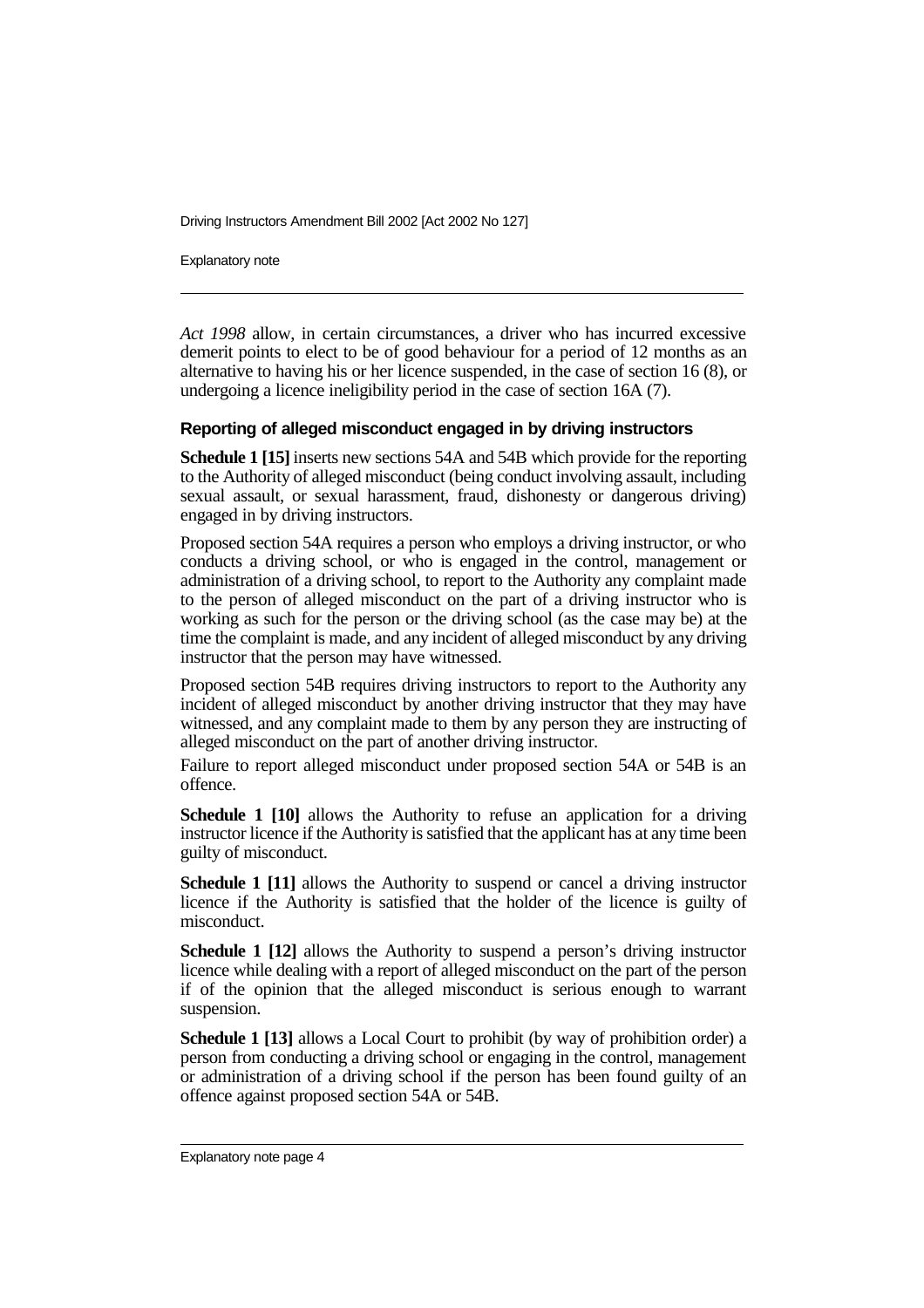*Act 1998* allow, in certain circumstances, a driver who has incurred excessive demerit points to elect to be of good behaviour for a period of 12 months as an alternative to having his or her licence suspended, in the case of section 16 (8), or undergoing a licence ineligibility period in the case of section 16A (7).

### Reporting of alleged misconduct engaged in by driving instructors

**Schedule 1 [15]** inserts new sections 54A and 54B which provide for the reporting to the Authority of alleged misconduct (being conduct involving assault, including sexual assault, or sexual harassment, fraud, dishonesty or dangerous driving) engaged in by driving instructors.

Proposed section 54A requires a person who employs a driving instructor, or who conducts a driving school, or who is engaged in the control, management or administration of a driving school, to report to the Authority any complaint made to the person of alleged misconduct on the part of a driving instructor who is working as such for the person or the driving school (as the case may be) at the time the complaint is made, and any incident of alleged misconduct by any driving instructor that the person may have witnessed.

Proposed section 54B requires driving instructors to report to the Authority any incident of alleged misconduct by another driving instructor that they may have witnessed, and any complaint made to them by any person they are instructing of alleged misconduct on the part of another driving instructor.

Failure to report alleged misconduct under proposed section 54A or 54B is an offence.

**Schedule 1 [10]** allows the Authority to refuse an application for a driving instructor licence if the Authority is satisfied that the applicant has at any time been guilty of misconduct.

**Schedule 1 [11]** allows the Authority to suspend or cancel a driving instructor licence if the Authority is satisfied that the holder of the licence is guilty of misconduct.

**Schedule 1 [12]** allows the Authority to suspend a person's driving instructor licence while dealing with a report of alleged misconduct on the part of the person if of the opinion that the alleged misconduct is serious enough to warrant suspension.

**Schedule 1 [13]** allows a Local Court to prohibit (by way of prohibition order) a person from conducting a driving school or engaging in the control, management or administration of a driving school if the person has been found guilty of an offence against proposed section 54A or 54B.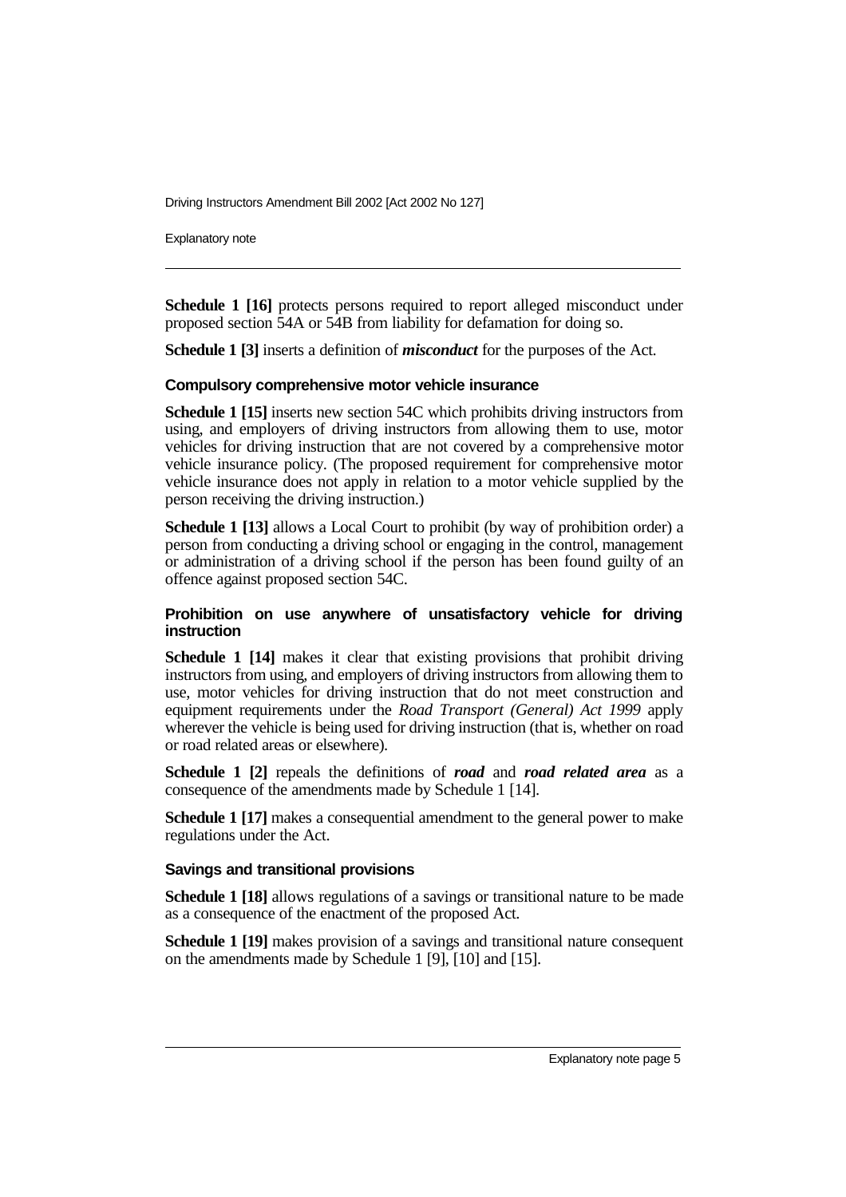**Schedule 1 [16]** protects persons required to report alleged misconduct under proposed section 54A or 54B from liability for defamation for doing so.

**Schedule 1 [3]** inserts a definition of ***misconduct*** for the purposes of the Act.

### Compulsory comprehensive motor vehicle insurance

**Schedule 1 [15]** inserts new section 54C which prohibits driving instructors from using, and employers of driving instructors from allowing them to use, motor vehicles for driving instruction that are not covered by a comprehensive motor vehicle insurance policy. (The proposed requirement for comprehensive motor vehicle insurance does not apply in relation to a motor vehicle supplied by the person receiving the driving instruction.)

**Schedule 1 [13]** allows a Local Court to prohibit (by way of prohibition order) a person from conducting a driving school or engaging in the control, management or administration of a driving school if the person has been found guilty of an offence against proposed section 54C.

### Prohibition on use anywhere of unsatisfactory vehicle for driving instruction

**Schedule 1 [14]** makes it clear that existing provisions that prohibit driving instructors from using, and employers of driving instructors from allowing them to use, motor vehicles for driving instruction that do not meet construction and equipment requirements under the *Road Transport (General) Act 1999* apply wherever the vehicle is being used for driving instruction (that is, whether on road or road related areas or elsewhere).

**Schedule 1 [2]** repeals the definitions of ***road*** and ***road related area*** as a consequence of the amendments made by Schedule 1 [14].

**Schedule 1 [17]** makes a consequential amendment to the general power to make regulations under the Act.

### Savings and transitional provisions

**Schedule 1 [18]** allows regulations of a savings or transitional nature to be made as a consequence of the enactment of the proposed Act.

**Schedule 1 [19]** makes provision of a savings and transitional nature consequent on the amendments made by Schedule 1 [9], [10] and [15].